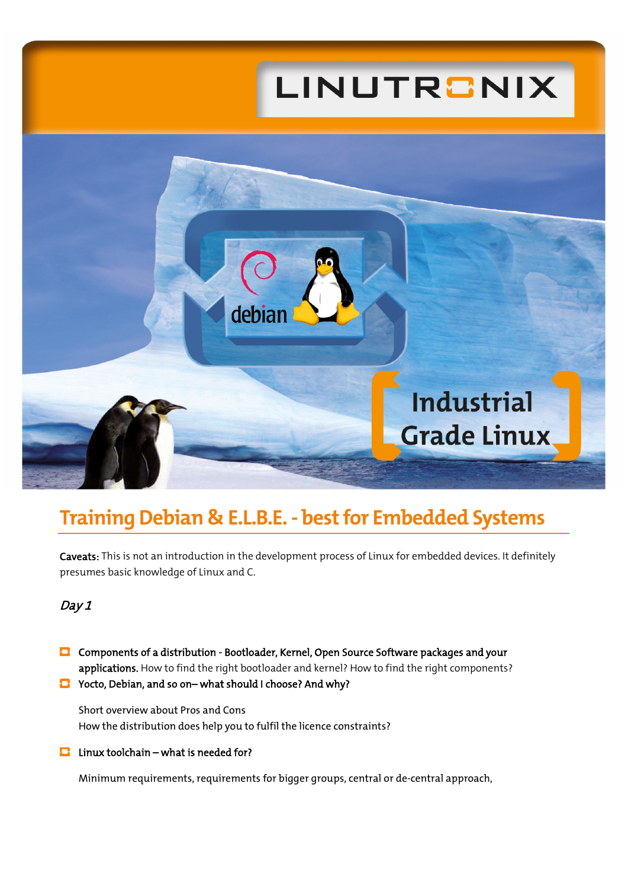# Training Debian & E.L.B.E. - best for Embedded Systems

**Caveats:** This is not an introduction in the development process of Linux for embedded devices. It definitely presumes basic knowledge of Linux and C.

## *Day 1*

- **Components of a distribution - Bootloader, Kernel, Open Source Software packages and your applications.** How to find the right bootloader and kernel? How to find the right components?
- **Yocto, Debian, and so on– what should I choose? And why?**

  Short overview about Pros and Cons
  How the distribution does help you to fulfil the licence constraints?

- **Linux toolchain – what is needed for?**

  Minimum requirements, requirements for bigger groups, central or de-central approach,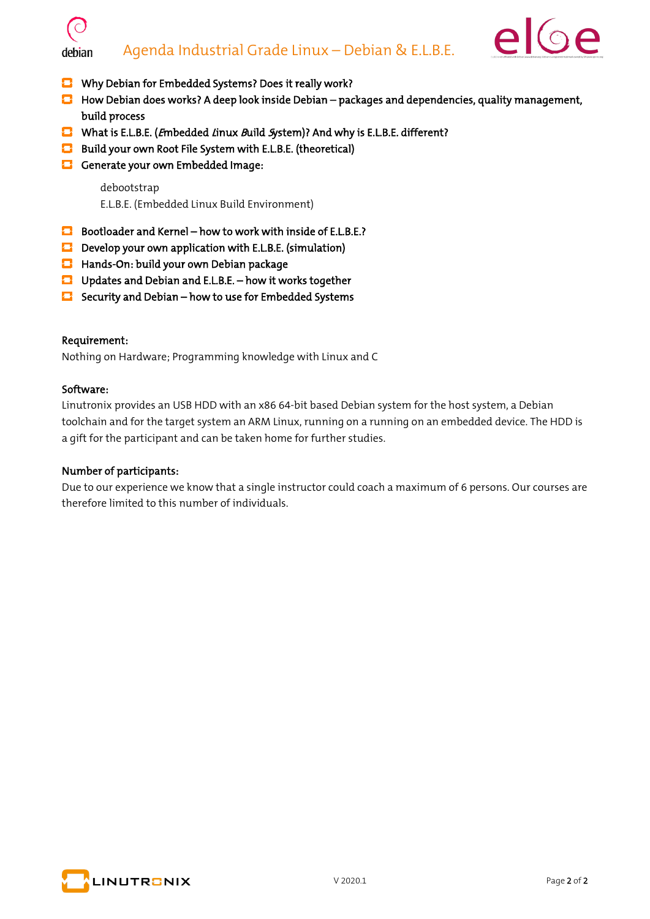# Agenda Industrial Grade Linux – Debian & E.L.B.E.

- Why Debian for Embedded Systems? Does it really work?
- How Debian does works? A deep look inside Debian – packages and dependencies, quality management, build process
- What is E.L.B.E. (*E*mbedded *L*inux *B*uild *S*ystem)? And why is E.L.B.E. different?
- Build your own Root File System with E.L.B.E. (theoretical)
- Generate your own Embedded Image:

  debootstrap
  E.L.B.E. (Embedded Linux Build Environment)

- Bootloader and Kernel – how to work with inside of E.L.B.E.?
- Develop your own application with E.L.B.E. (simulation)
- Hands-On: build your own Debian package
- Updates and Debian and E.L.B.E. – how it works together
- Security and Debian – how to use for Embedded Systems

**Requirement:**
Nothing on Hardware; Programming knowledge with Linux and C

**Software:**
Linutronix provides an USB HDD with an x86 64-bit based Debian system for the host system, a Debian toolchain and for the target system an ARM Linux, running on a running on an embedded device. The HDD is a gift for the participant and can be taken home for further studies.

**Number of participants:**
Due to our experience we know that a single instructor could coach a maximum of 6 persons. Our courses are therefore limited to this number of individuals.

V 2020.1